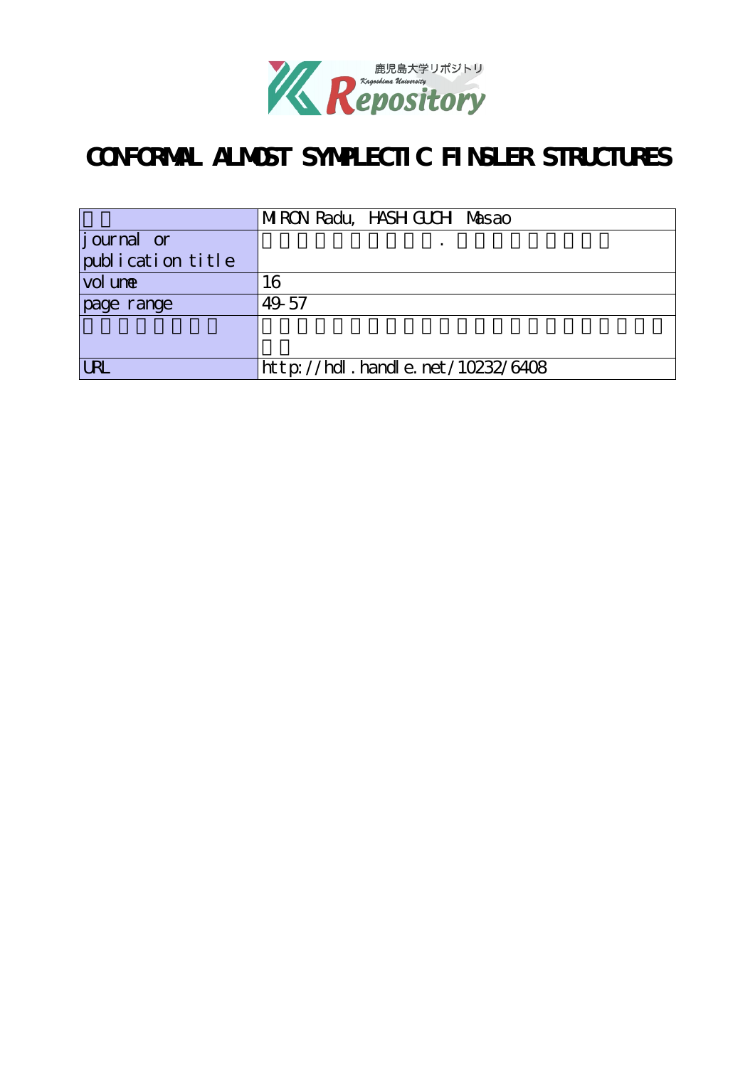# CONFORMAL ALMOST SYMPLECTIC FINSLER STRUCTURES

| | MIRON Radu, HASHIGUCHI Masao |
|---|---|
| journal or publication title | . |
| volume | 16 |
| page range | 49-57 |
| | |
| URL | http://hdl.handle.net/10232/6408 |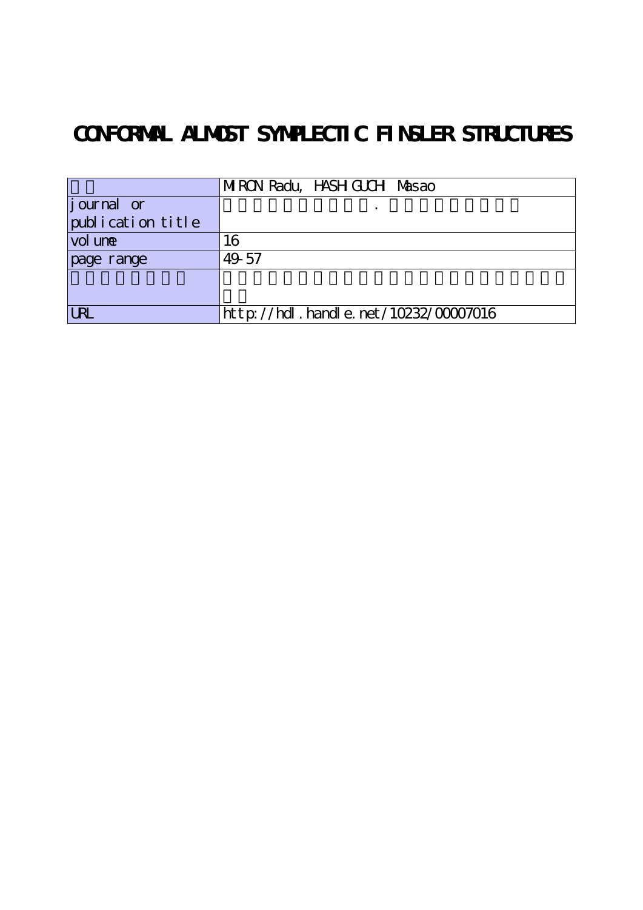# CONFORMAL ALMOST SYMPLECTIC FINSLER STRUCTURES

| | MIRON Radu, HASHIGUCHI Masao |
|---|---|
| journal or publication title | |
| volume | 16 |
| page range | 49-57 |
| | |
| URL | http://hdl.handle.net/10232/00007016 |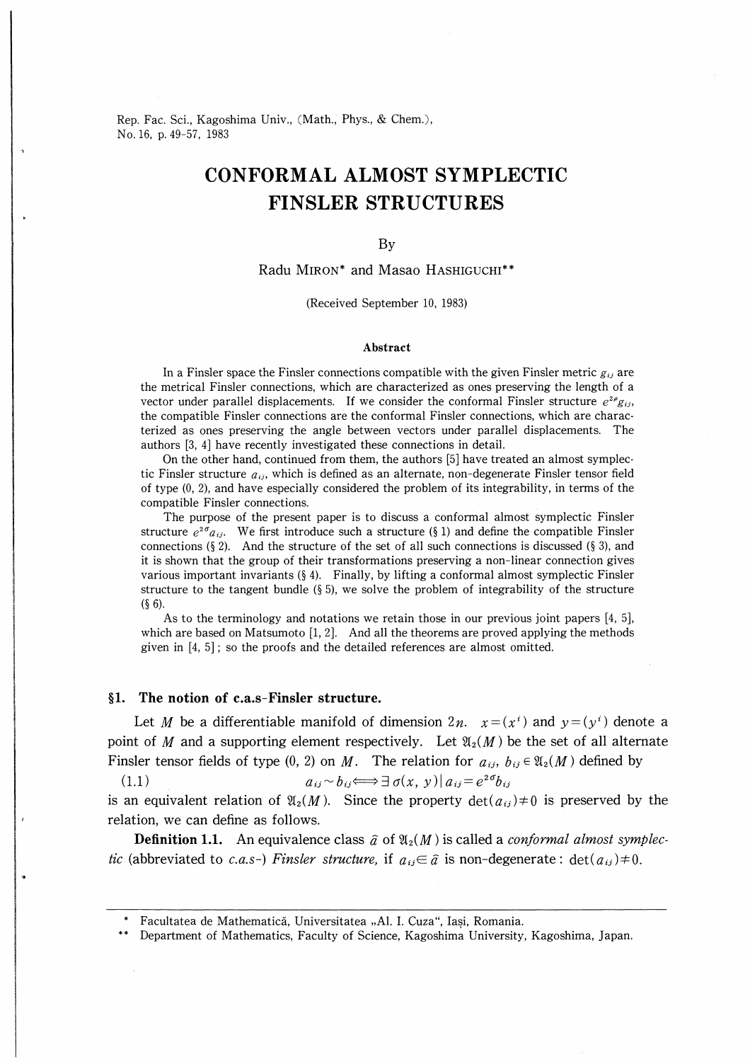Rep. Fac. Sci., Kagoshima Univ., (Math., Phys., & Chem.), No. 16, p. 49-57, 1983

# CONFORMAL ALMOST SYMPLECTIC FINSLER STRUCTURES

By

Radu MIRON* and Masao HASHIGUCHI**

(Received September 10, 1983)

### Abstract

In a Finsler space the Finsler connections compatible with the given Finsler metric $g_{ij}$ are the metrical Finsler connections, which are characterized as ones preserving the length of a vector under parallel displacements. If we consider the conformal Finsler structure $e^{2\rho}g_{ij}$, the compatible Finsler connections are the conformal Finsler connections, which are characterized as ones preserving the angle between vectors under parallel displacements. The authors [3, 4] have recently investigated these connections in detail.

On the other hand, continued from them, the authors [5] have treated an almost symplectic Finsler structure $a_{ij}$, which is defined as an alternate, non-degenerate Finsler tensor field of type (0, 2), and have especially considered the problem of its integrability, in terms of the compatible Finsler connections.

The purpose of the present paper is to discuss a conformal almost symplectic Finsler structure $e^{2\sigma}a_{ij}$. We first introduce such a structure (§ 1) and define the compatible Finsler connections (§ 2). And the structure of the set of all such connections is discussed (§ 3), and it is shown that the group of their transformations preserving a non-linear connection gives various important invariants (§ 4). Finally, by lifting a conformal almost symplectic Finsler structure to the tangent bundle (§ 5), we solve the problem of integrability of the structure (§ 6).

As to the terminology and notations we retain those in our previous joint papers [4, 5], which are based on Matsumoto [1, 2]. And all the theorems are proved applying the methods given in [4, 5]; so the proofs and the detailed references are almost omitted.

## §1. The notion of c.a.s-Finsler structure.

Let $M$ be a differentiable manifold of dimension $2n$. $x=(x^i)$ and $y=(y^i)$ denote a point of $M$ and a supporting element respectively. Let $\mathfrak{A}_2(M)$ be the set of all alternate Finsler tensor fields of type (0, 2) on $M$. The relation for $a_{ij}$, $b_{ij}\in\mathfrak{A}_2(M)$ defined by

$$a_{ij}\sim b_{ij}\Longleftrightarrow \exists\,\sigma(x,\ y)\,|\,a_{ij}=e^{2\sigma}b_{ij} \tag{1.1}$$

is an equivalent relation of $\mathfrak{A}_2(M)$. Since the property $\det(a_{ij})\neq 0$ is preserved by the relation, we can define as follows.

**Definition 1.1.** An equivalence class $\hat{a}$ of $\mathfrak{A}_2(M)$ is called a *conformal almost symplectic* (abbreviated to *c.a.s-*) *Finsler structure,* if $a_{ij}\in\hat{a}$ is non-degenerate: $\det(a_{ij})\neq 0$.

---

* Facultatea de Matematică, Universitatea „Al. I. Cuza", Iași, Romania.

** Department of Mathematics, Faculty of Science, Kagoshima University, Kagoshima, Japan.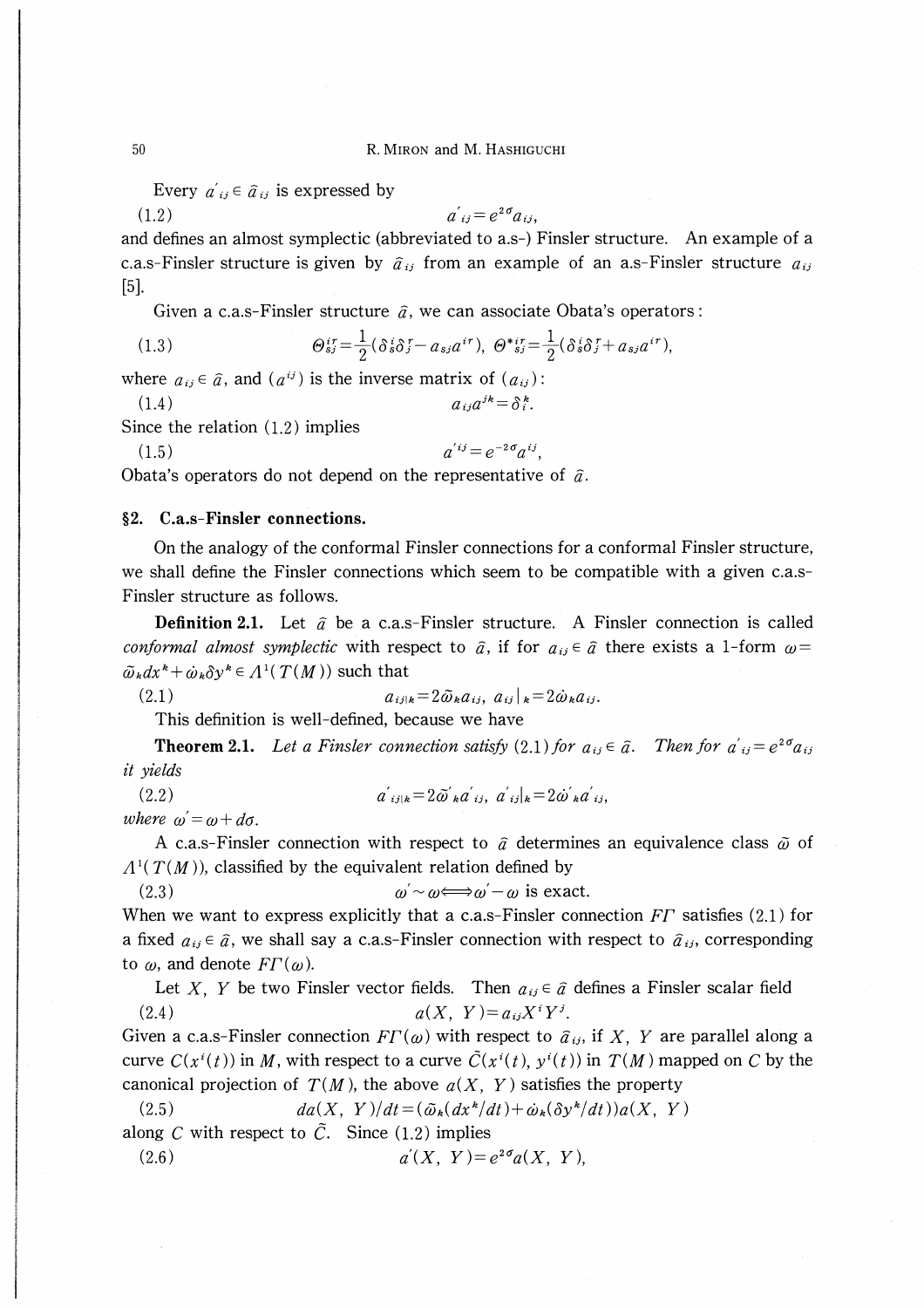Every $a'_{ij} \in \hat{a}_{ij}$ is expressed by

$$a'_{ij} = e^{2\sigma} a_{ij}, \tag{1.2}$$

and defines an almost symplectic (abbreviated to a.s-) Finsler structure. An example of a c.a.s-Finsler structure is given by $\hat{a}_{ij}$ from an example of an a.s-Finsler structure $a_{ij}$ [5].

Given a c.a.s-Finsler structure $\hat{a}$, we can associate Obata's operators:

$$\Theta^{ir}_{sj} = \frac{1}{2}(\delta^i_s \delta^r_j - a_{sj} a^{ir}), \quad \Theta^{*ir}_{sj} = \frac{1}{2}(\delta^i_s \delta^r_j + a_{sj} a^{ir}), \tag{1.3}$$

where $a_{ij} \in \hat{a}$, and $(a^{ij})$ is the inverse matrix of $(a_{ij})$:

$$a_{ij} a^{jk} = \delta^k_i. \tag{1.4}$$

Since the relation (1.2) implies

$$a'^{ij} = e^{-2\sigma} a^{ij}, \tag{1.5}$$

Obata's operators do not depend on the representative of $\hat{a}$.

## §2. C.a.s-Finsler connections.

On the analogy of the conformal Finsler connections for a conformal Finsler structure, we shall define the Finsler connections which seem to be compatible with a given c.a.s-Finsler structure as follows.

**Definition 2.1.** Let $\hat{a}$ be a c.a.s-Finsler structure. A Finsler connection is called *conformal almost symplectic* with respect to $\hat{a}$, if for $a_{ij} \in \hat{a}$ there exists a 1-form $\omega = \bar{\omega}_k dx^k + \dot{\omega}_k \delta y^k \in \Lambda^1(T(M))$ such that

$$a_{ij|k} = 2\bar{\omega}_k a_{ij}, \quad a_{ij}|_k = 2\dot{\omega}_k a_{ij}. \tag{2.1}$$

This definition is well-defined, because we have

**Theorem 2.1.** *Let a Finsler connection satisfy* (2.1) *for* $a_{ij} \in \hat{a}$. *Then for* $a'_{ij} = e^{2\sigma} a_{ij}$ *it yields*

$$a'_{ij|k} = 2\bar{\omega}'_k a'_{ij}, \quad a'_{ij}|_k = 2\dot{\omega}'_k a'_{ij}, \tag{2.2}$$

*where* $\omega' = \omega + d\sigma$.

A c.a.s-Finsler connection with respect to $\hat{a}$ determines an equivalence class $\tilde{\omega}$ of $\Lambda^1(T(M))$, classified by the equivalent relation defined by

$$\omega' \sim \omega \Longleftrightarrow \omega' - \omega \text{ is exact.} \tag{2.3}$$

When we want to express explicitly that a c.a.s-Finsler connection $F\Gamma$ satisfies (2.1) for a fixed $a_{ij} \in \hat{a}$, we shall say a c.a.s-Finsler connection with respect to $\hat{a}_{ij}$, corresponding to $\omega$, and denote $F\Gamma(\omega)$.

Let $X$, $Y$ be two Finsler vector fields. Then $a_{ij} \in \hat{a}$ defines a Finsler scalar field

$$a(X, Y) = a_{ij} X^i Y^j. \tag{2.4}$$

Given a c.a.s-Finsler connection $F\Gamma(\omega)$ with respect to $\hat{a}_{ij}$, if $X$, $Y$ are parallel along a curve $C(x^i(t))$ in $M$, with respect to a curve $\tilde{C}(x^i(t), y^i(t))$ in $T(M)$ mapped on $C$ by the canonical projection of $T(M)$, the above $a(X, Y)$ satisfies the property

$$da(X, Y)/dt = (\bar{\omega}_k(dx^k/dt) + \dot{\omega}_k(\delta y^k/dt))a(X, Y) \tag{2.5}$$

along $C$ with respect to $\tilde{C}$. Since (1.2) implies

$$a'(X, Y) = e^{2\sigma} a(X, Y), \tag{2.6}$$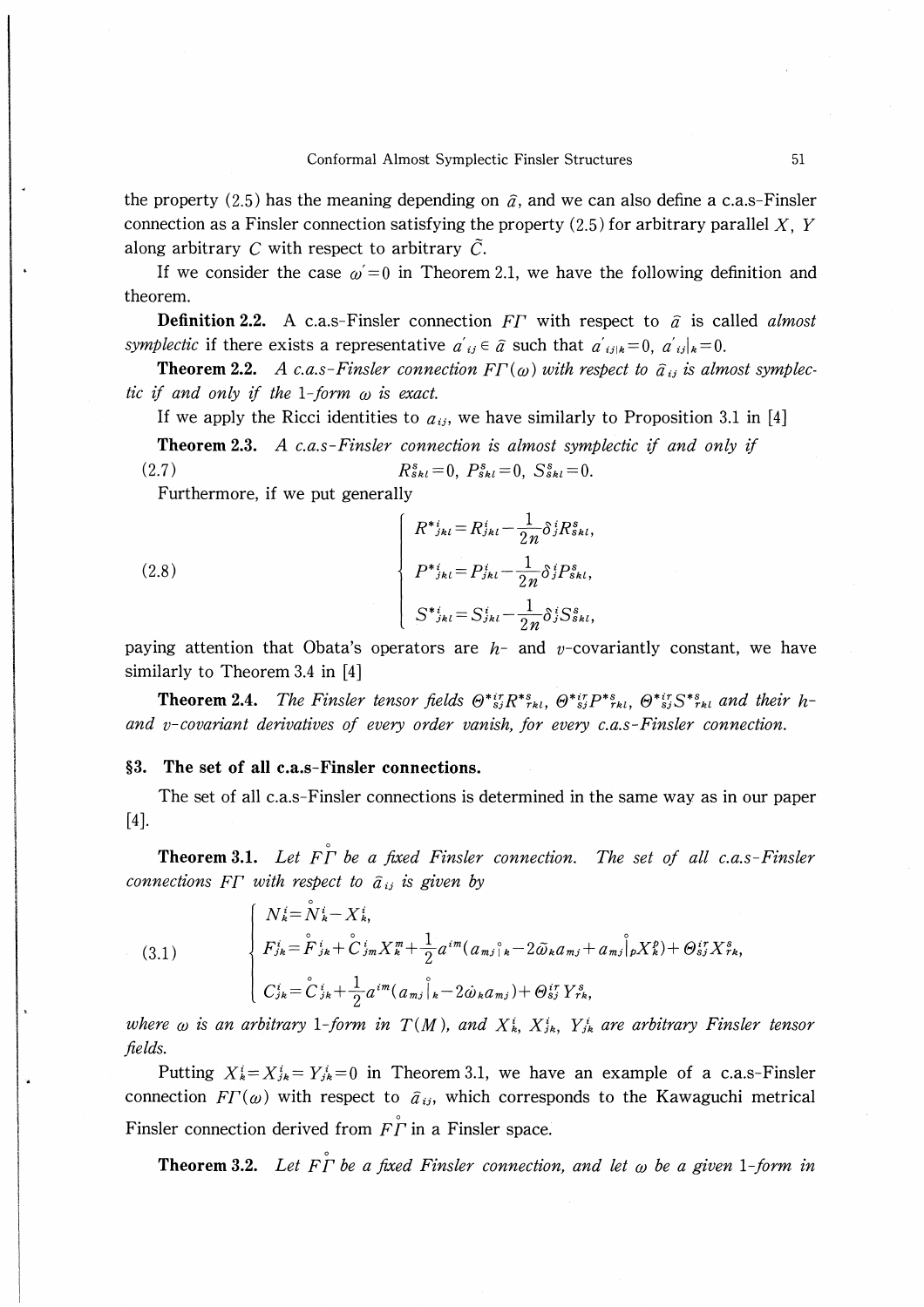the property (2.5) has the meaning depending on $\tilde{a}$, and we can also define a c.a.s-Finsler connection as a Finsler connection satisfying the property (2.5) for arbitrary parallel $X$, $Y$ along arbitrary $C$ with respect to arbitrary $\tilde{C}$.

If we consider the case $\omega' = 0$ in Theorem 2.1, we have the following definition and theorem.

**Definition 2.2.** A c.a.s-Finsler connection $F\Gamma$ with respect to $\tilde{a}$ is called *almost symplectic* if there exists a representative $a'_{ij} \in \tilde{a}$ such that $a'_{ij|k} = 0$, $a'_{ij}|_k = 0$.

**Theorem 2.2.** *A c.a.s-Finsler connection $F\Gamma(\omega)$ with respect to $\tilde{a}_{ij}$ is almost symplectic if and only if the 1-form $\omega$ is exact.*

If we apply the Ricci identities to $a_{ij}$, we have similarly to Proposition 3.1 in [4]

**Theorem 2.3.** *A c.a.s-Finsler connection is almost symplectic if and only if*

$$R^s_{skl} = 0, \quad P^s_{skl} = 0, \quad S^s_{skl} = 0. \tag{2.7}$$

Furthermore, if we put generally

$$\begin{cases} R^{*i}_{jkl} = R^i_{jkl} - \dfrac{1}{2n}\delta^i_j R^s_{skl}, \\ P^{*i}_{jkl} = P^i_{jkl} - \dfrac{1}{2n}\delta^i_j P^s_{skl}, \\ S^{*i}_{jkl} = S^i_{jkl} - \dfrac{1}{2n}\delta^i_j S^s_{skl}, \end{cases} \tag{2.8}$$

paying attention that Obata's operators are $h$- and $v$-covariantly constant, we have similarly to Theorem 3.4 in [4]

**Theorem 2.4.** *The Finsler tensor fields $\Theta^{*ir}_{sj} R^{*s}_{rkl}$, $\Theta^{*ir}_{sj} P^{*s}_{rkl}$, $\Theta^{*ir}_{sj} S^{*s}_{rkl}$ and their $h$- and $v$-covariant derivatives of every order vanish, for every c.a.s-Finsler connection.*

## §3. The set of all c.a.s-Finsler connections.

The set of all c.a.s-Finsler connections is determined in the same way as in our paper [4].

**Theorem 3.1.** *Let $\overset{\circ}{F\Gamma}$ be a fixed Finsler connection. The set of all c.a.s-Finsler connections $F\Gamma$ with respect to $\tilde{a}_{ij}$ is given by*

$$\begin{cases} N^i_k = \overset{\circ}{N}{}^i_k - X^i_k, \\ F^i_{jk} = \overset{\circ}{F}{}^i_{jk} + \overset{\circ}{C}{}^i_{jm} X^m_k + \dfrac{1}{2} a^{im}(a_{mj\overset{\circ}{|}k} - 2\tilde{\omega}_k a_{mj} + a_{mj}\overset{\circ}{|}_p X^p_k) + \Theta^{ir}_{sj} X^s_{rk}, \\ C^i_{jk} = \overset{\circ}{C}{}^i_{jk} + \dfrac{1}{2} a^{im}(a_{mj}\overset{\circ}{|}_k - 2\dot{\omega}_k a_{mj}) + \Theta^{ir}_{sj} Y^s_{rk}, \end{cases} \tag{3.1}$$

*where $\omega$ is an arbitrary 1-form in $T(M)$, and $X^i_k$, $X^i_{jk}$, $Y^i_{jk}$ are arbitrary Finsler tensor fields.*

Putting $X^i_k = X^i_{jk} = Y^i_{jk} = 0$ in Theorem 3.1, we have an example of a c.a.s-Finsler connection $F\Gamma(\omega)$ with respect to $\tilde{a}_{ij}$, which corresponds to the Kawaguchi metrical Finsler connection derived from $\overset{\circ}{F\Gamma}$ in a Finsler space.

**Theorem 3.2.** *Let $\overset{\circ}{F\Gamma}$ be a fixed Finsler connection, and let $\omega$ be a given 1-form in*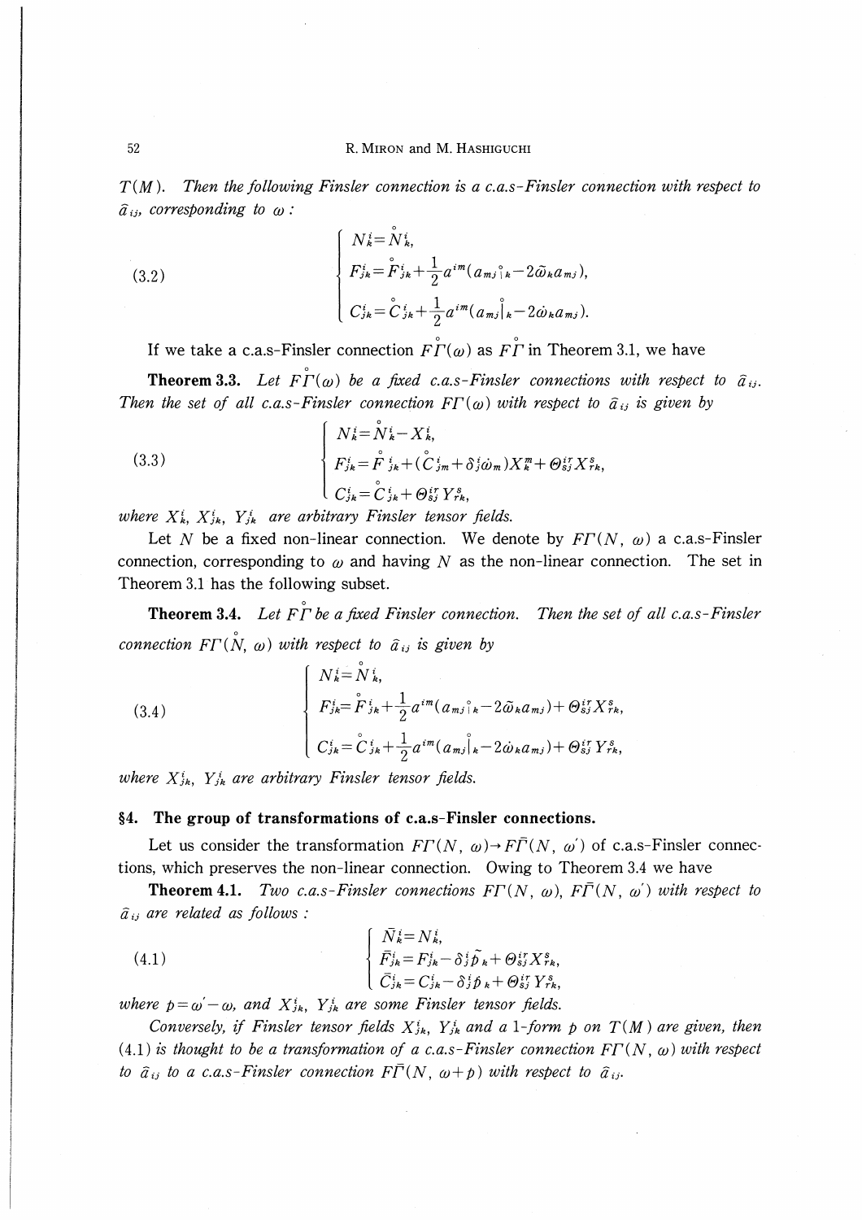$T(M)$. *Then the following Finsler connection is a c.a.s-Finsler connection with respect to* $\tilde{a}_{ij}$, *corresponding to* $\omega$ :

$$
(3.2)\qquad
\begin{cases}
N^i_k = \overset{\circ}{N}{}^i_k, \\
F^i_{jk} = \overset{\circ}{F}{}^i_{jk} + \dfrac{1}{2} a^{im}(a_{mj\overset{\circ}{|}k} - 2\tilde{\omega}_k a_{mj}), \\
C^i_{jk} = \overset{\circ}{C}{}^i_{jk} + \dfrac{1}{2} a^{im}(a_{mj}\overset{\circ}{|}_k - 2\dot{\omega}_k a_{mj}).
\end{cases}
$$

If we take a c.a.s-Finsler connection $\overset{\circ}{F\Gamma}(\omega)$ as $\overset{\circ}{F\Gamma}$ in Theorem 3.1, we have

**Theorem 3.3.** *Let* $\overset{\circ}{F\Gamma}(\omega)$ *be a fixed c.a.s-Finsler connections with respect to* $\tilde{a}_{ij}$. *Then the set of all c.a.s-Finsler connection* $F\Gamma(\omega)$ *with respect to* $\tilde{a}_{ij}$ *is given by*

$$
(3.3)\qquad
\begin{cases}
N^i_k = \overset{\circ}{N}{}^i_k - X^i_k, \\
F^i_{jk} = \overset{\circ}{F}{}^i_{jk} + (\overset{\circ}{C}{}^i_{jm} + \delta^i_j \dot{\omega}_m) X^m_k + \Theta^{ir}_{sj} X^s_{rk}, \\
C^i_{jk} = \overset{\circ}{C}{}^i_{jk} + \Theta^{ir}_{sj} Y^s_{rk},
\end{cases}
$$

*where* $X^i_k$, $X^i_{jk}$, $Y^i_{jk}$ *are arbitrary Finsler tensor fields.*

Let $N$ be a fixed non-linear connection. We denote by $F\Gamma(N, \omega)$ a c.a.s-Finsler connection, corresponding to $\omega$ and having $N$ as the non-linear connection. The set in Theorem 3.1 has the following subset.

**Theorem 3.4.** *Let* $\overset{\circ}{F\Gamma}$ *be a fixed Finsler connection. Then the set of all c.a.s-Finsler connection* $F\Gamma(\overset{\circ}{N}, \omega)$ *with respect to* $\tilde{a}_{ij}$ *is given by*

$$
(3.4)\qquad
\begin{cases}
N^i_k = \overset{\circ}{N}{}^i_k, \\
F^i_{jk} = \overset{\circ}{F}{}^i_{jk} + \dfrac{1}{2} a^{im}(a_{mj\overset{\circ}{|}k} - 2\tilde{\omega}_k a_{mj}) + \Theta^{ir}_{sj} X^s_{rk}, \\
C^i_{jk} = \overset{\circ}{C}{}^i_{jk} + \dfrac{1}{2} a^{im}(a_{mj}\overset{\circ}{|}_k - 2\dot{\omega}_k a_{mj}) + \Theta^{ir}_{sj} Y^s_{rk},
\end{cases}
$$

*where* $X^i_{jk}$, $Y^i_{jk}$ *are arbitrary Finsler tensor fields.*

## §4. The group of transformations of c.a.s-Finsler connections.

Let us consider the transformation $F\Gamma(N, \omega) \to F\bar{\Gamma}(N, \omega')$ of c.a.s-Finsler connections, which preserves the non-linear connection. Owing to Theorem 3.4 we have

**Theorem 4.1.** *Two c.a.s-Finsler connections* $F\Gamma(N, \omega)$, $F\bar{\Gamma}(N, \omega')$ *with respect to* $\tilde{a}_{ij}$ *are related as follows :*

$$
(4.1)\qquad
\begin{cases}
\bar{N}^i_k = N^i_k, \\
\bar{F}^i_{jk} = F^i_{jk} - \delta^i_j \tilde{p}_k + \Theta^{ir}_{sj} X^s_{rk}, \\
\bar{C}^i_{jk} = C^i_{jk} - \delta^i_j \dot{p}_k + \Theta^{ir}_{sj} Y^s_{rk},
\end{cases}
$$

*where* $p = \omega' - \omega$, *and* $X^i_{jk}$, $Y^i_{jk}$ *are some Finsler tensor fields.*

*Conversely, if Finsler tensor fields* $X^i_{jk}$, $Y^i_{jk}$ *and a 1-form* $p$ *on* $T(M)$ *are given, then* (4.1) *is thought to be a transformation of a c.a.s-Finsler connection* $F\Gamma(N, \omega)$ *with respect to* $\tilde{a}_{ij}$ *to a c.a.s-Finsler connection* $F\bar{\Gamma}(N, \omega + p)$ *with respect to* $\tilde{a}_{ij}$.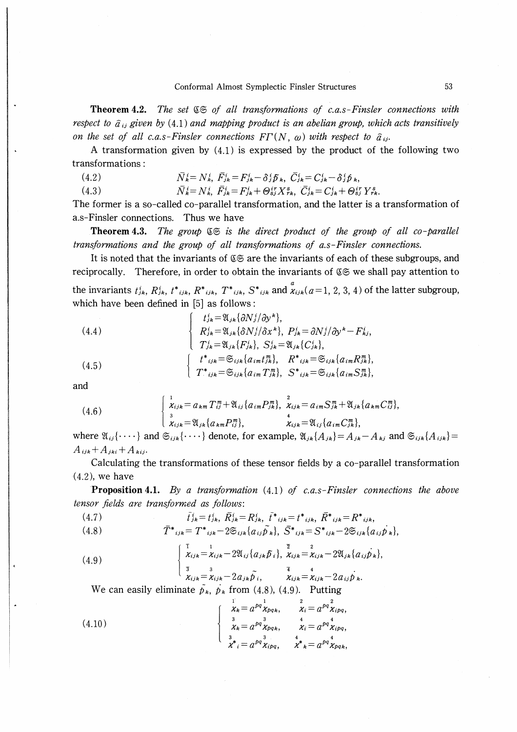**Theorem 4.2.** *The set $\mathfrak{CS}$ of all transformations of c.a.s-Finsler connections with respect to $\hat{a}_{ij}$ given by* (4.1) *and mapping product is an abelian group, which acts transitively on the set of all c.a.s-Finsler connections $F\Gamma(N, \omega)$ with respect to $\hat{a}_{ij}$.*

A transformation given by (4.1) is expressed by the product of the following two transformations:

$$\bar{N}^i_k = N^i_k,\ \bar{F}^i_{jk} = F^i_{jk} - \delta^i_j \bar{p}_k,\ \bar{C}^i_{jk} = C^i_{jk} - \delta^i_j \dot{p}_k, \tag{4.2}$$

$$\bar{N}^i_k = N^i_k,\ \bar{F}^i_{jk} = F^i_{jk} + \Theta^{ir}_{sj} X^s_{rk},\ \bar{C}^i_{jk} = C^i_{jk} + \Theta^{ir}_{sj} Y^s_{rk}. \tag{4.3}$$

The former is a so-called co-parallel transformation, and the latter is a transformation of a.s-Finsler connections. Thus we have

**Theorem 4.3.** *The group $\mathfrak{CS}$ is the direct product of the group of all co-parallel transformations and the group of all transformations of a.s-Finsler connections.*

It is noted that the invariants of $\mathfrak{CS}$ are the invariants of each of these subgroups, and reciprocally. Therefore, in order to obtain the invariants of $\mathfrak{CS}$ we shall pay attention to the invariants $t^i_{jk}$, $R^i_{jk}$, $t^*{}_{ijk}$, $R^*{}_{ijk}$, $T^*{}_{ijk}$, $S^*{}_{ijk}$ and $\overset{a}{\chi}_{ijk}\,(a=1, 2, 3, 4)$ of the latter subgroup, which have been defined in [5] as follows:

$$\begin{cases} t^i_{jk} = \mathfrak{A}_{jk}\{\partial N^i_j / \partial y^k\}, \\ R^i_{jk} = \mathfrak{A}_{jk}\{\delta N^i_j / \delta x^k\},\ P^i_{jk} = \partial N^i_j / \partial y^k - F^i_{kj}, \\ T^i_{jk} = \mathfrak{A}_{jk}\{F^i_{jk}\},\ S^i_{jk} = \mathfrak{A}_{jk}\{C^i_{jk}\}, \end{cases} \tag{4.4}$$

$$\begin{cases} t^*{}_{ijk} = \mathfrak{S}_{ijk}\{a_{im} t^m_{jk}\},\quad R^*{}_{ijk} = \mathfrak{S}_{ijk}\{a_{im} R^m_{jk}\}, \\ T^*{}_{ijk} = \mathfrak{S}_{ijk}\{a_{im} T^m_{jk}\},\quad S^*{}_{ijk} = \mathfrak{S}_{ijk}\{a_{im} S^m_{jk}\}, \end{cases} \tag{4.5}$$

and

$$\begin{cases} \overset{1}{\chi}_{ijk} = a_{km} T^m_{ij} + \mathfrak{A}_{ij}\{a_{im} P^m_{jk}\},\quad \overset{2}{\chi}_{ijk} = a_{im} S^m_{jk} + \mathfrak{A}_{jk}\{a_{km} C^m_{ij}\}, \\ \overset{3}{\chi}_{ijk} = \mathfrak{A}_{jk}\{a_{km} P^m_{ij}\},\qquad\qquad \overset{4}{\chi}_{ijk} = \mathfrak{A}_{ij}\{a_{im} C^m_{jk}\}, \end{cases} \tag{4.6}$$

where $\mathfrak{A}_{ij}\{\cdots\}$ and $\mathfrak{S}_{ijk}\{\cdots\}$ denote, for example, $\mathfrak{A}_{jk}\{A_{jk}\} = A_{jk} - A_{kj}$ and $\mathfrak{S}_{ijk}\{A_{ijk}\} = A_{ijk} + A_{jki} + A_{kij}$.

Calculating the transformations of these tensor fields by a co-parallel transformation (4.2), we have

**Proposition 4.1.** *By a transformation* (4.1) *of c.a.s-Finsler connections the above tensor fields are transformed as follows:*

$$\bar{t}^i_{jk} = t^i_{jk},\ \bar{R}^i_{jk} = R^i_{jk},\ \bar{t}^*{}_{ijk} = t^*{}_{ijk},\ \bar{R}^*{}_{ijk} = R^*{}_{ijk}, \tag{4.7}$$

$$\bar{T}^*{}_{ijk} = T^*{}_{ijk} - 2\mathfrak{S}_{ijk}\{a_{ij}\bar{p}_k\},\ \bar{S}^*{}_{ijk} = S^*{}_{ijk} - 2\mathfrak{S}_{ijk}\{a_{ij}\dot{p}_k\}, \tag{4.8}$$

$$\begin{cases} \overset{\bar{1}}{\chi}_{ijk} = \overset{1}{\chi}_{ijk} - 2\mathfrak{A}_{ij}\{a_{jk}\bar{p}_i\},\quad \overset{\bar{2}}{\chi}_{ijk} = \overset{2}{\chi}_{ijk} - 2\mathfrak{A}_{jk}\{a_{ij}\dot{p}_k\}, \\ \overset{\bar{3}}{\chi}_{ijk} = \overset{3}{\chi}_{ijk} - 2a_{jk}\bar{p}_i,\qquad\qquad \overset{\bar{4}}{\chi}_{ijk} = \overset{4}{\chi}_{ijk} - 2a_{ij}\dot{p}_k. \end{cases} \tag{4.9}$$

We can easily eliminate $\bar{p}_k$, $\dot{p}_k$ from (4.8), (4.9). Putting

$$\begin{cases} \overset{1}{\chi}_k = a^{pq}\overset{1}{\chi}_{pqk},\qquad \overset{2}{\chi}_i = a^{pq}\overset{2}{\chi}_{ipq}, \\ \overset{3}{\chi}_k = a^{pq}\overset{3}{\chi}_{pqk},\qquad \overset{4}{\chi}_i = a^{pq}\overset{4}{\chi}_{ipq}, \\ \overset{3}{\chi}{}^*{}_i = a^{pq}\overset{3}{\chi}_{ipq},\qquad \overset{4}{\chi}{}^*{}_k = a^{pq}\overset{4}{\chi}_{pqk}, \end{cases} \tag{4.10}$$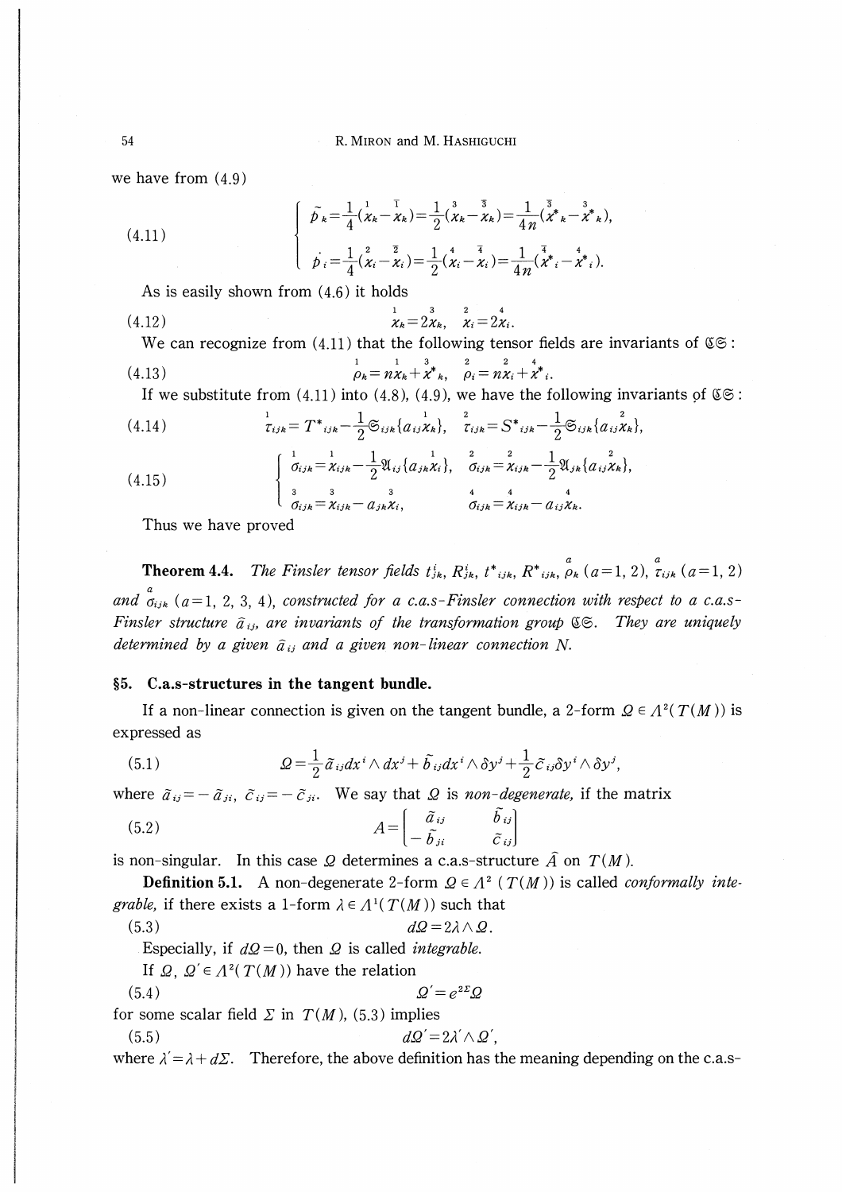we have from (4.9)

$$
(4.11)\quad \begin{cases} \tilde{p}_k = \dfrac{1}{4}(\overset{1}{\chi}_k - \overset{\bar{1}}{\chi}_k) = \dfrac{1}{2}(\overset{3}{\chi}_k - \overset{\bar{3}}{\chi}_k) = \dfrac{1}{4n}(\overset{\bar{3}}{\chi^*}_k - \overset{3}{\chi^*}_k), \\[2mm] \dot{p}_i = \dfrac{1}{4}(\overset{2}{\chi}_i - \overset{\bar{2}}{\chi}_i) = \dfrac{1}{2}(\overset{4}{\chi}_i - \overset{\bar{4}}{\chi}_i) = \dfrac{1}{4n}(\overset{\bar{4}}{\chi^*}_i - \overset{4}{\chi^*}_i). \end{cases}
$$

As is easily shown from (4.6) it holds

$$
(4.12)\quad \overset{1}{\chi}_k = 2\overset{3}{\chi}_k, \quad \overset{2}{\chi}_i = 2\overset{4}{\chi}_i.
$$

We can recognize from (4.11) that the following tensor fields are invariants of $\mathfrak{CS}$:

$$
(4.13)\quad \overset{1}{\rho}_k = n\overset{1}{\chi}_k + \overset{3}{\chi^*}_k, \quad \overset{2}{\rho}_i = n\overset{2}{\chi}_i + \overset{4}{\chi^*}_i.
$$

If we substitute from (4.11) into (4.8), (4.9), we have the following invariants of $\mathfrak{CS}$:

$$
(4.14)\quad \overset{1}{\tau}_{ijk} = T^*{}_{ijk} - \frac{1}{2}\mathfrak{S}_{ijk}\{a_{ij}\overset{1}{\chi}_k\}, \quad \overset{2}{\tau}_{ijk} = S^*{}_{ijk} - \frac{1}{2}\mathfrak{S}_{ijk}\{a_{ij}\overset{2}{\chi}_k\},
$$

$$
(4.15)\quad \begin{cases} \overset{1}{\sigma}_{ijk} = \overset{1}{\chi}_{ijk} - \dfrac{1}{2}\mathfrak{A}_{ij}\{a_{jk}\overset{1}{\chi}_i\}, & \overset{2}{\sigma}_{ijk} = \overset{2}{\chi}_{ijk} - \dfrac{1}{2}\mathfrak{A}_{jk}\{a_{ij}\overset{2}{\chi}_k\}, \\[2mm] \overset{3}{\sigma}_{ijk} = \overset{3}{\chi}_{ijk} - a_{jk}\overset{3}{\chi}_i, & \overset{4}{\sigma}_{ijk} = \overset{4}{\chi}_{ijk} - a_{ij}\overset{4}{\chi}_k. \end{cases}
$$

Thus we have proved

**Theorem 4.4.** *The Finsler tensor fields $t^i_{jk}$, $R^i_{jk}$, $t^*{}_{ijk}$, $R^*{}_{ijk}$, $\overset{a}{\rho}_k$ $(a=1, 2)$, $\overset{a}{\tau}_{ijk}$ $(a=1, 2)$ and $\overset{a}{\sigma}_{ijk}$ $(a=1, 2, 3, 4)$, constructed for a c.a.s-Finsler connection with respect to a c.a.s-Finsler structure $\hat{a}_{ij}$, are invariants of the transformation group $\mathfrak{CS}$. They are uniquely determined by a given $\hat{a}_{ij}$ and a given non-linear connection $N$.*

## §5. C.a.s-structures in the tangent bundle.

If a non-linear connection is given on the tangent bundle, a 2-form $\Omega \in \Lambda^2(T(M))$ is expressed as

$$
(5.1)\quad \Omega = \frac{1}{2}\tilde{a}_{ij}dx^i \wedge dx^j + \tilde{b}_{ij}dx^i \wedge \delta y^j + \frac{1}{2}\tilde{c}_{ij}\delta y^i \wedge \delta y^j,
$$

where $\tilde{a}_{ij} = -\tilde{a}_{ji}$, $\tilde{c}_{ij} = -\tilde{c}_{ji}$. We say that $\Omega$ is *non-degenerate*, if the matrix

$$
(5.2)\quad A = \begin{bmatrix} \tilde{a}_{ij} & \tilde{b}_{ij} \\ -\tilde{b}_{ji} & \tilde{c}_{ij} \end{bmatrix}
$$

is non-singular. In this case $\Omega$ determines a c.a.s-structure $\hat{A}$ on $T(M)$.

**Definition 5.1.** A non-degenerate 2-form $\Omega \in \Lambda^2(T(M))$ is called *conformally integrable*, if there exists a 1-form $\lambda \in \Lambda^1(T(M))$ such that

$$
(5.3)\quad d\Omega = 2\lambda \wedge \Omega.
$$

Especially, if $d\Omega = 0$, then $\Omega$ is called *integrable*.

If $\Omega$, $\Omega' \in \Lambda^2(T(M))$ have the relation

$$
(5.4)\quad \Omega' = e^{2\Sigma}\Omega
$$

for some scalar field $\Sigma$ in $T(M)$, (5.3) implies

$$
(5.5)\quad d\Omega' = 2\lambda' \wedge \Omega',
$$

where $\lambda' = \lambda + d\Sigma$. Therefore, the above definition has the meaning depending on the c.a.s-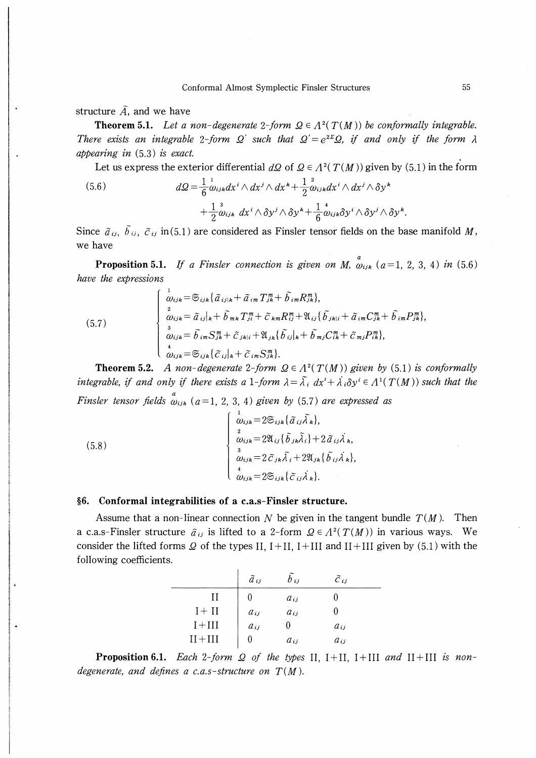structure $\hat{A}$, and we have

**Theorem 5.1.** *Let a non-degenerate 2-form $\Omega \in \Lambda^2(T(M))$ be conformally integrable. There exists an integrable 2-form $\Omega'$ such that $\Omega' = e^{2\Sigma}\Omega$, if and only if the form $\lambda$ appearing in* (5.3) *is exact.*

Let us express the exterior differential $d\Omega$ of $\Omega \in \Lambda^2(T(M))$ given by (5.1) in the form

$$
(5.6) \qquad d\Omega = \frac{1}{6}\overset{1}{\omega}_{ijk} dx^i \wedge dx^j \wedge dx^k + \frac{1}{2}\overset{2}{\omega}_{ijk} dx^i \wedge dx^j \wedge \delta y^k + \frac{1}{2}\overset{3}{\omega}_{ijk}\, dx^i \wedge \delta y^j \wedge \delta y^k + \frac{1}{6}\overset{4}{\omega}_{ijk} \delta y^i \wedge \delta y^j \wedge \delta y^k.
$$

Since $\tilde{a}_{ij}$, $\tilde{b}_{ij}$, $\tilde{c}_{ij}$ in (5.1) are considered as Finsler tensor fields on the base manifold $M$, we have

**Proposition 5.1.** *If a Finsler connection is given on $M$, $\overset{a}{\omega}_{ijk}$ $(a=1, 2, 3, 4)$ in* (5.6) *have the expressions*

$$
(5.7) \qquad
\begin{cases}
\overset{1}{\omega}_{ijk} = \mathfrak{S}_{ijk}\{\tilde{a}_{ij|k} + \tilde{a}_{im}T^m_{jk} + \tilde{b}_{im}R^m_{jk}\}, \\
\overset{2}{\omega}_{ijk} = \tilde{a}_{ij}|_k + \tilde{b}_{mk}T^m_{ji} + \tilde{c}_{km}R^m_{ij} + \mathfrak{A}_{ij}\{\tilde{b}_{jk|i} + \tilde{a}_{im}C^m_{jk} + \tilde{b}_{im}P^m_{jk}\}, \\
\overset{3}{\omega}_{ijk} = \tilde{b}_{im}S^m_{jk} + \tilde{c}_{jk|i} + \mathfrak{A}_{jk}\{\tilde{b}_{ij}|_k + \tilde{b}_{mj}C^m_{ik} + \tilde{c}_{mj}P^m_{ik}\}, \\
\overset{4}{\omega}_{ijk} = \mathfrak{S}_{ijk}\{\tilde{c}_{ij}|_k + \tilde{c}_{im}S^m_{jk}\}.
\end{cases}
$$

**Theorem 5.2.** *A non-degenerate 2-form $\Omega \in \Lambda^2(T(M))$ given by* (5.1) *is conformally integrable, if and only if there exists a 1-form $\lambda = \tilde{\lambda}_i\, dx^i + \dot{\lambda}_i \delta y^i \in \Lambda^1(T(M))$ such that the Finsler tensor fields $\overset{a}{\omega}_{ijk}$ $(a=1, 2, 3, 4)$ given by* (5.7) *are expressed as*

$$
(5.8) \qquad
\begin{cases}
\overset{1}{\omega}_{ijk} = 2\mathfrak{S}_{ijk}\{\tilde{a}_{ij}\tilde{\lambda}_k\}, \\
\overset{2}{\omega}_{ijk} = 2\mathfrak{A}_{ij}\{\tilde{b}_{jk}\tilde{\lambda}_i\} + 2\tilde{a}_{ij}\dot{\lambda}_k, \\
\overset{3}{\omega}_{ijk} = 2\tilde{c}_{jk}\tilde{\lambda}_i + 2\mathfrak{A}_{jk}\{\tilde{b}_{ij}\dot{\lambda}_k\}, \\
\overset{4}{\omega}_{ijk} = 2\mathfrak{S}_{ijk}\{\tilde{c}_{ij}\dot{\lambda}_k\}.
\end{cases}
$$

## §6. Conformal integrabilities of a c.a.s-Finsler structure.

Assume that a non-linear connection $N$ be given in the tangent bundle $T(M)$. Then a c.a.s-Finsler structure $\tilde{a}_{ij}$ is lifted to a 2-form $\Omega \in \Lambda^2(T(M))$ in various ways. We consider the lifted forms $\Omega$ of the types II, I+II, I+III and II+III given by (5.1) with the following coefficients.

| | $\tilde{a}_{ij}$ | $\tilde{b}_{ij}$ | $\tilde{c}_{ij}$ |
|---|---|---|---|
| II | 0 | $a_{ij}$ | 0 |
| I+ II | $a_{ij}$ | $a_{ij}$ | 0 |
| I+III | $a_{ij}$ | 0 | $a_{ij}$ |
| II+III | 0 | $a_{ij}$ | $a_{ij}$ |

**Proposition 6.1.** *Each 2-form $\Omega$ of the types* II, I+II, I+III *and* II+III *is non-degenerate, and defines a c.a.s-structure on $T(M)$.*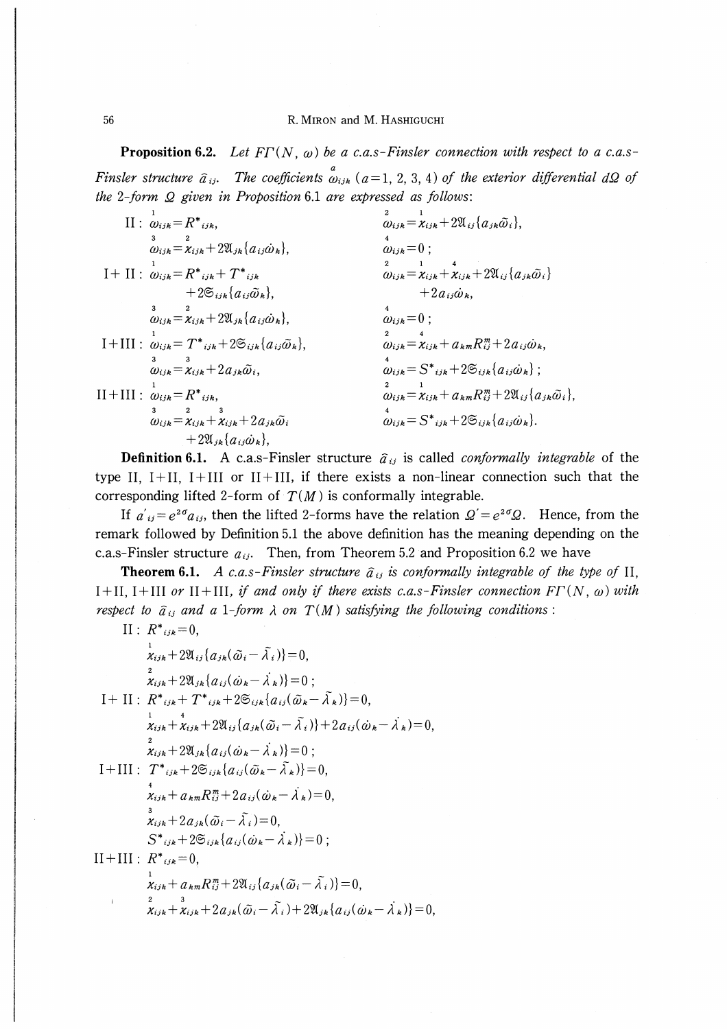**Proposition 6.2.** *Let $F\Gamma(N, \omega)$ be a c.a.s-Finsler connection with respect to a c.a.s-Finsler structure $\tilde{a}_{ij}$. The coefficients $\overset{a}{\omega}_{ijk}$ $(a=1, 2, 3, 4)$ of the exterior differential $d\Omega$ of the 2-form $\Omega$ given in Proposition* 6.1 *are expressed as follows*:

II: $\overset{1}{\omega}_{ijk} = R^*{}_{ijk}$, $\quad \overset{2}{\omega}_{ijk} = \overset{1}{\chi}_{ijk} + 2\mathfrak{A}_{ij}\{a_{jk}\tilde{\omega}_i\}$,

$\quad \overset{3}{\omega}_{ijk} = \overset{2}{\chi}_{ijk} + 2\mathfrak{A}_{jk}\{a_{ij}\dot{\omega}_k\}$, $\quad \overset{4}{\omega}_{ijk} = 0$;

I+II: $\overset{1}{\omega}_{ijk} = R^*{}_{ijk} + T^*{}_{ijk} + 2\mathfrak{S}_{ijk}\{a_{ij}\tilde{\omega}_k\}$, $\quad \overset{2}{\omega}_{ijk} = \overset{1}{\chi}_{ijk} + \overset{4}{\chi}_{ijk} + 2\mathfrak{A}_{ij}\{a_{jk}\tilde{\omega}_i\} + 2a_{ij}\dot{\omega}_k$,

$\quad \overset{3}{\omega}_{ijk} = \overset{2}{\chi}_{ijk} + 2\mathfrak{A}_{jk}\{a_{ij}\dot{\omega}_k\}$, $\quad \overset{4}{\omega}_{ijk} = 0$;

I+III: $\overset{1}{\omega}_{ijk} = T^*{}_{ijk} + 2\mathfrak{S}_{ijk}\{a_{ij}\tilde{\omega}_k\}$, $\quad \overset{2}{\omega}_{ijk} = \overset{4}{\chi}_{ijk} + a_{km}R^m_{ij} + 2a_{ij}\dot{\omega}_k$,

$\quad \overset{3}{\omega}_{ijk} = \overset{3}{\chi}_{ijk} + 2a_{jk}\tilde{\omega}_i$, $\quad \overset{4}{\omega}_{ijk} = S^*{}_{ijk} + 2\mathfrak{S}_{ijk}\{a_{ij}\dot{\omega}_k\}$;

II+III: $\overset{1}{\omega}_{ijk} = R^*{}_{ijk}$, $\quad \overset{2}{\omega}_{ijk} = \overset{1}{\chi}_{ijk} + a_{km}R^m_{ij} + 2\mathfrak{A}_{ij}\{a_{jk}\tilde{\omega}_i\}$,

$\quad \overset{3}{\omega}_{ijk} = \overset{2}{\chi}_{ijk} + \overset{3}{\chi}_{ijk} + 2a_{jk}\tilde{\omega}_i + 2\mathfrak{A}_{jk}\{a_{ij}\dot{\omega}_k\}$, $\quad \overset{4}{\omega}_{ijk} = S^*{}_{ijk} + 2\mathfrak{S}_{ijk}\{a_{ij}\dot{\omega}_k\}$.

**Definition 6.1.** A c.a.s-Finsler structure $\tilde{a}_{ij}$ is called *conformally integrable* of the type II, I+II, I+III or II+III, if there exists a non-linear connection such that the corresponding lifted 2-form of $T(M)$ is conformally integrable.

If $a'_{ij} = e^{2\sigma}a_{ij}$, then the lifted 2-forms have the relation $\Omega' = e^{2\sigma}\Omega$. Hence, from the remark followed by Definition 5.1 the above definition has the meaning depending on the c.a.s-Finsler structure $a_{ij}$. Then, from Theorem 5.2 and Proposition 6.2 we have

**Theorem 6.1.** *A c.a.s-Finsler structure $\tilde{a}_{ij}$ is conformally integrable of the type of* II, I+II, I+III *or* II+III, *if and only if there exists c.a.s-Finsler connection $F\Gamma(N, \omega)$ with respect to $\tilde{a}_{ij}$ and a 1-form $\lambda$ on $T(M)$ satisfying the following conditions*:

II: $R^*{}_{ijk} = 0$,

$\quad \overset{1}{\chi}_{ijk} + 2\mathfrak{A}_{ij}\{a_{jk}(\tilde{\omega}_i - \tilde{\lambda}_i)\} = 0$,

$\quad \overset{2}{\chi}_{ijk} + 2\mathfrak{A}_{jk}\{a_{ij}(\dot{\omega}_k - \dot{\lambda}_k)\} = 0$;

I+II: $R^*{}_{ijk} + T^*{}_{ijk} + 2\mathfrak{S}_{ijk}\{a_{ij}(\tilde{\omega}_k - \tilde{\lambda}_k)\} = 0$,

$\quad \overset{1}{\chi}_{ijk} + \overset{4}{\chi}_{ijk} + 2\mathfrak{A}_{ij}\{a_{jk}(\tilde{\omega}_i - \tilde{\lambda}_i)\} + 2a_{ij}(\dot{\omega}_k - \dot{\lambda}_k) = 0$,

$\quad \overset{2}{\chi}_{ijk} + 2\mathfrak{A}_{jk}\{a_{ij}(\dot{\omega}_k - \dot{\lambda}_k)\} = 0$;

I+III: $T^*{}_{ijk} + 2\mathfrak{S}_{ijk}\{a_{ij}(\tilde{\omega}_k - \tilde{\lambda}_k)\} = 0$,

$\quad \overset{4}{\chi}_{ijk} + a_{km}R^m_{ij} + 2a_{ij}(\dot{\omega}_k - \dot{\lambda}_k) = 0$,

$\quad \overset{3}{\chi}_{ijk} + 2a_{jk}(\tilde{\omega}_i - \tilde{\lambda}_i) = 0$,

$\quad S^*{}_{ijk} + 2\mathfrak{S}_{ijk}\{a_{ij}(\dot{\omega}_k - \dot{\lambda}_k)\} = 0$;

II+III: $R^*{}_{ijk} = 0$,

$\quad \overset{1}{\chi}_{ijk} + a_{km}R^m_{ij} + 2\mathfrak{A}_{ij}\{a_{jk}(\tilde{\omega}_i - \tilde{\lambda}_i)\} = 0$,

$\quad \overset{2}{\chi}_{ijk} + \overset{3}{\chi}_{ijk} + 2a_{jk}(\tilde{\omega}_i - \tilde{\lambda}_i) + 2\mathfrak{A}_{jk}\{a_{ij}(\dot{\omega}_k - \dot{\lambda}_k)\} = 0$,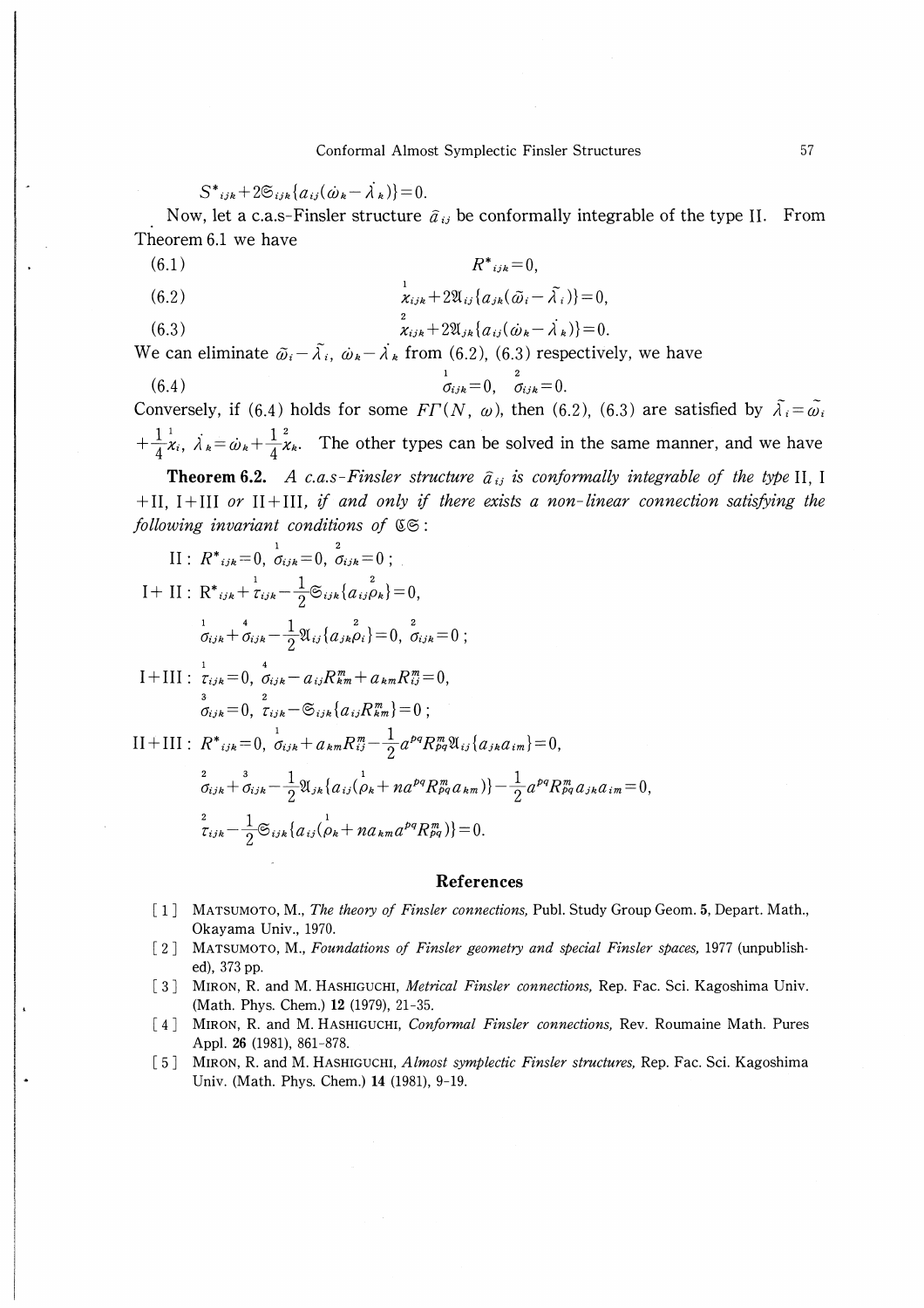$$S^*{}_{ijk} + 2\mathfrak{S}_{ijk}\{a_{ij}(\dot{\omega}_k - \dot{\lambda}_k)\} = 0.$$

Now, let a c.a.s-Finsler structure $\tilde{a}_{ij}$ be conformally integrable of the type II. From Theorem 6.1 we have

$$(6.1) \qquad R^*{}_{ijk} = 0,$$

$$(6.2) \qquad \overset{1}{\chi}_{ijk} + 2\mathfrak{A}_{ij}\{a_{jk}(\tilde{\omega}_i - \tilde{\lambda}_i)\} = 0,$$

$$(6.3) \qquad \overset{2}{\chi}_{ijk} + 2\mathfrak{A}_{jk}\{a_{ij}(\dot{\omega}_k - \dot{\lambda}_k)\} = 0.$$

We can eliminate $\tilde{\omega}_i - \tilde{\lambda}_i$, $\dot{\omega}_k - \dot{\lambda}_k$ from (6.2), (6.3) respectively, we have

$$(6.4) \qquad \overset{1}{\sigma}_{ijk} = 0, \quad \overset{2}{\sigma}_{ijk} = 0.$$

Conversely, if (6.4) holds for some $F\Gamma(N, \omega)$, then (6.2), (6.3) are satisfied by $\tilde{\lambda}_i = \tilde{\omega}_i + \frac{1}{4}\overset{1}{\chi}_i$, $\dot{\lambda}_k = \dot{\omega}_k + \frac{1}{4}\overset{2}{\chi}_k$. The other types can be solved in the same manner, and we have

**Theorem 6.2.** *A c.a.s-Finsler structure $\tilde{a}_{ij}$ is conformally integrable of the type* II, I $+$II, I$+$III *or* II$+$III, *if and only if there exists a non-linear connection satisfying the following invariant conditions of* $\mathfrak{C}\mathfrak{S}$ :

II : $R^*{}_{ijk} = 0$, $\overset{1}{\sigma}_{ijk} = 0$, $\overset{2}{\sigma}_{ijk} = 0$ ;

I$+$II : $R^*{}_{ijk} + \overset{1}{\tau}_{ijk} - \frac{1}{2}\mathfrak{S}_{ijk}\{a_{ij}\overset{2}{\rho}_k\} = 0$,

$\overset{1}{\sigma}_{ijk} + \overset{4}{\sigma}_{ijk} - \frac{1}{2}\mathfrak{A}_{ij}\{a_{jk}\overset{2}{\rho}_i\} = 0$, $\overset{2}{\sigma}_{ijk} = 0$ ;

I$+$III : $\overset{1}{\tau}_{ijk} = 0$, $\overset{4}{\sigma}_{ijk} - a_{ij}R^m_{km} + a_{km}R^m_{ij} = 0$,

$\overset{3}{\sigma}_{ijk} = 0$, $\overset{2}{\tau}_{ijk} - \mathfrak{S}_{ijk}\{a_{ij}R^m_{km}\} = 0$ ;

II$+$III : $R^*{}_{ijk} = 0$, $\overset{1}{\sigma}_{ijk} + a_{km}R^m_{ij} - \frac{1}{2}a^{pq}R^m_{pq}\mathfrak{A}_{ij}\{a_{jk}a_{im}\} = 0$,

$\overset{2}{\sigma}_{ijk} + \overset{3}{\sigma}_{ijk} - \frac{1}{2}\mathfrak{A}_{jk}\{a_{ij}(\overset{1}{\rho}_k + na^{pq}R^m_{pq}a_{km})\} - \frac{1}{2}a^{pq}R^m_{pq}a_{jk}a_{im} = 0$,

$\overset{2}{\tau}_{ijk} - \frac{1}{2}\mathfrak{S}_{ijk}\{a_{ij}(\overset{1}{\rho}_k + na_{km}a^{pq}R^m_{pq})\} = 0$.

## References

[1] MATSUMOTO, M., *The theory of Finsler connections,* Publ. Study Group Geom. **5**, Depart. Math., Okayama Univ., 1970.

[2] MATSUMOTO, M., *Foundations of Finsler geometry and special Finsler spaces,* 1977 (unpublished), 373 pp.

[3] MIRON, R. and M. HASHIGUCHI, *Metrical Finsler connections,* Rep. Fac. Sci. Kagoshima Univ. (Math. Phys. Chem.) **12** (1979), 21-35.

[4] MIRON, R. and M. HASHIGUCHI, *Conformal Finsler connections,* Rev. Roumaine Math. Pures Appl. **26** (1981), 861-878.

[5] MIRON, R. and M. HASHIGUCHI, *Almost symplectic Finsler structures,* Rep. Fac. Sci. Kagoshima Univ. (Math. Phys. Chem.) **14** (1981), 9-19.